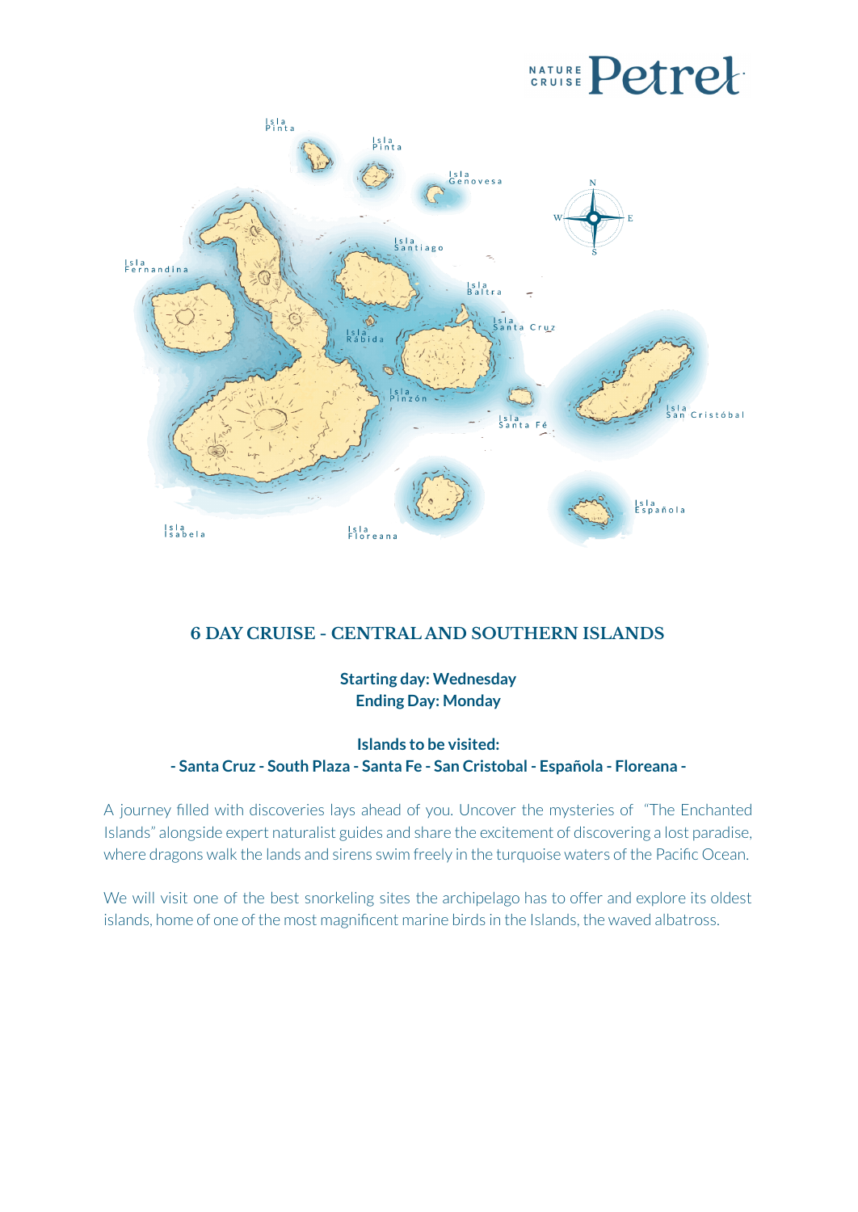NATURE CRUISE Petrel

Isla Pinta

Isla Pinta

Isla Genovesa

Isla Santiago

Isla Fernandina

Isla Baltra

Isla Santa Cruz

Isla Rábida

Isla Pinzón

Isla Santa Fé

Isla San Cristóbal

Isla Española

Isla Isabela

Isla Floreana

## 6 DAY CRUISE - CENTRAL AND SOUTHERN ISLANDS

**Starting day: Wednesday**
**Ending Day: Monday**

**Islands to be visited:**
**- Santa Cruz - South Plaza - Santa Fe - San Cristobal - Española - Floreana -**

A journey filled with discoveries lays ahead of you. Uncover the mysteries of "The Enchanted Islands" alongside expert naturalist guides and share the excitement of discovering a lost paradise, where dragons walk the lands and sirens swim freely in the turquoise waters of the Pacific Ocean.

We will visit one of the best snorkeling sites the archipelago has to offer and explore its oldest islands, home of one of the most magnificent marine birds in the Islands, the waved albatross.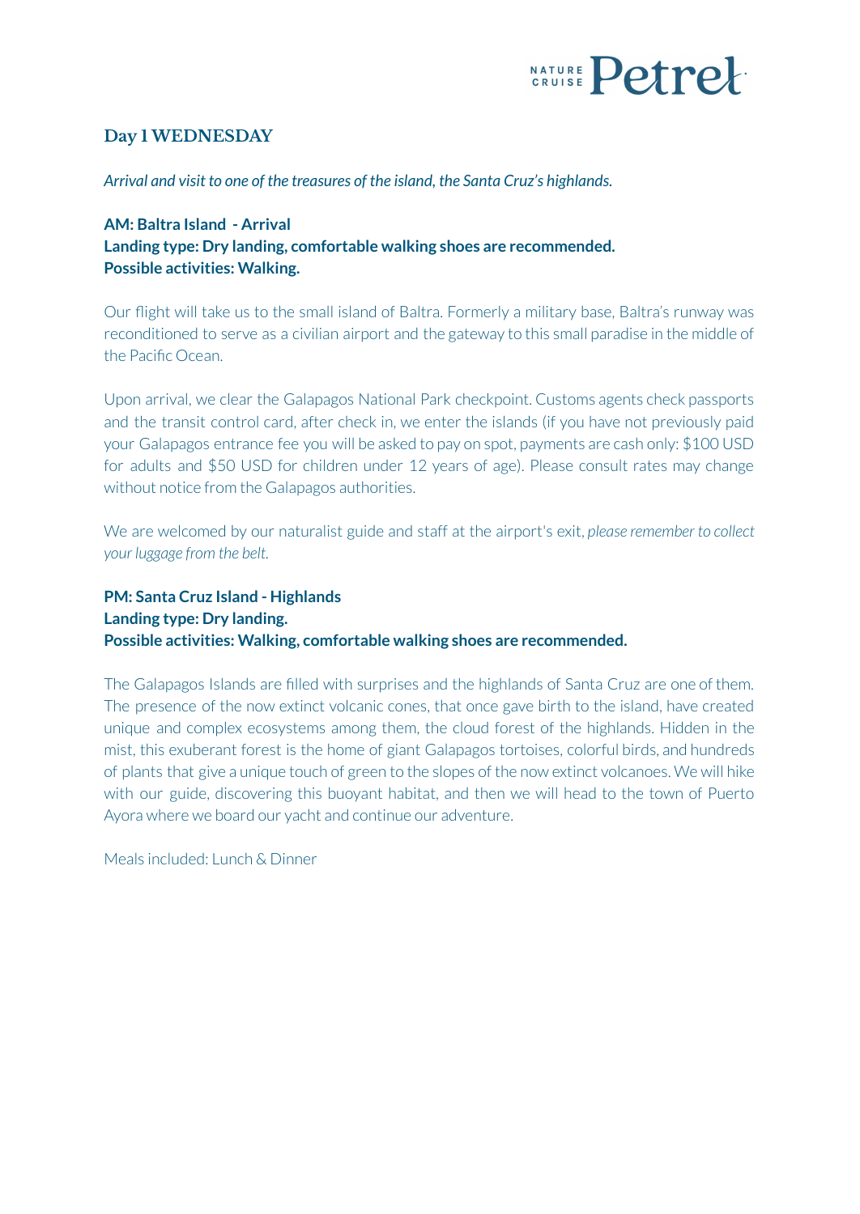## Day 1 WEDNESDAY

*Arrival and visit to one of the treasures of the island, the Santa Cruz's highlands.*

**AM: Baltra Island - Arrival**
**Landing type: Dry landing, comfortable walking shoes are recommended.**
**Possible activities: Walking.**

Our flight will take us to the small island of Baltra. Formerly a military base, Baltra's runway was reconditioned to serve as a civilian airport and the gateway to this small paradise in the middle of the Pacific Ocean.

Upon arrival, we clear the Galapagos National Park checkpoint. Customs agents check passports and the transit control card, after check in, we enter the islands (if you have not previously paid your Galapagos entrance fee you will be asked to pay on spot, payments are cash only: $100 USD for adults and $50 USD for children under 12 years of age). Please consult rates may change without notice from the Galapagos authorities.

We are welcomed by our naturalist guide and staff at the airport's exit, *please remember to collect your luggage from the belt.*

**PM: Santa Cruz Island - Highlands**
**Landing type: Dry landing.**
**Possible activities: Walking, comfortable walking shoes are recommended.**

The Galapagos Islands are filled with surprises and the highlands of Santa Cruz are one of them. The presence of the now extinct volcanic cones, that once gave birth to the island, have created unique and complex ecosystems among them, the cloud forest of the highlands. Hidden in the mist, this exuberant forest is the home of giant Galapagos tortoises, colorful birds, and hundreds of plants that give a unique touch of green to the slopes of the now extinct volcanoes. We will hike with our guide, discovering this buoyant habitat, and then we will head to the town of Puerto Ayora where we board our yacht and continue our adventure.

Meals included: Lunch & Dinner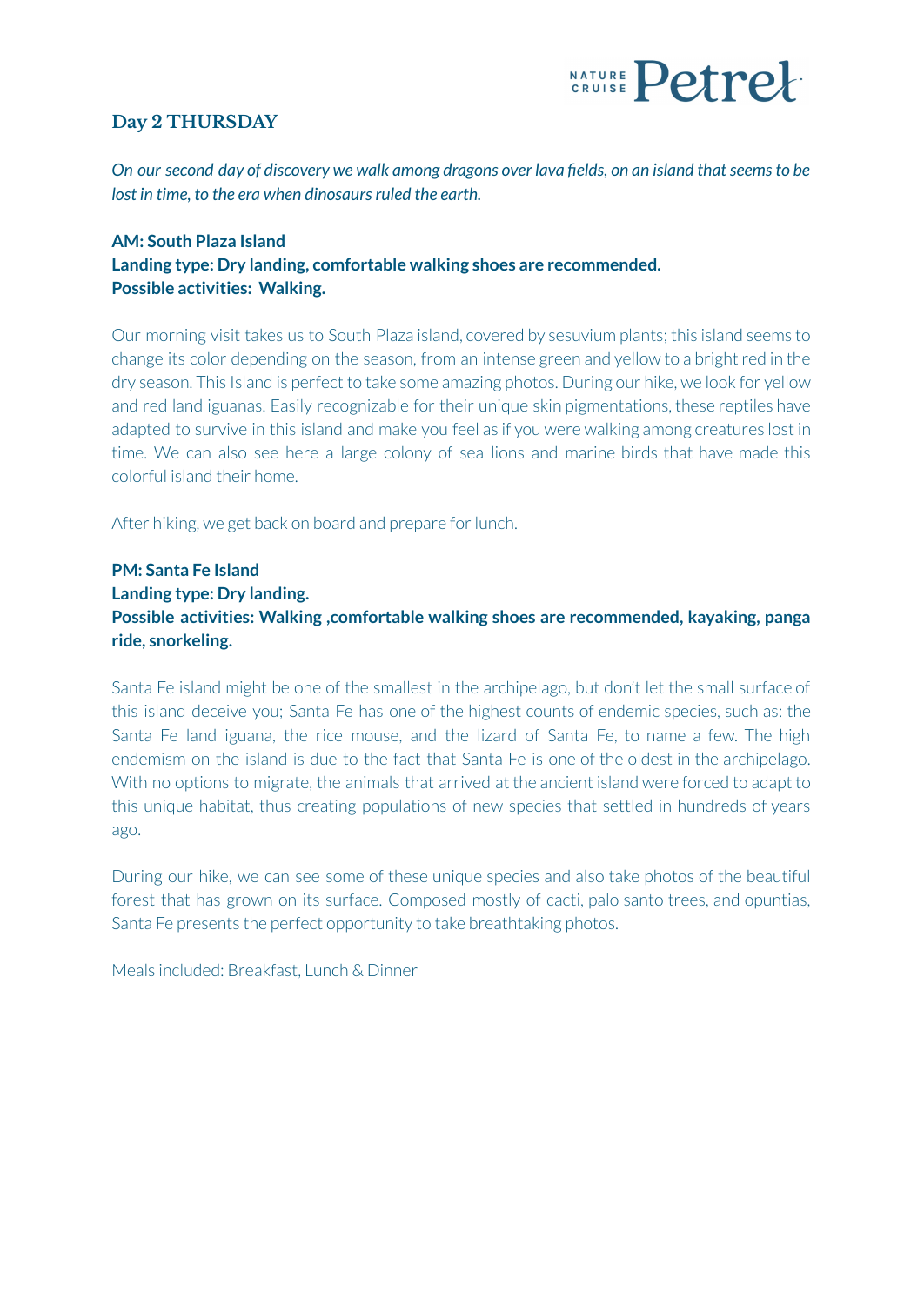## Day 2 THURSDAY

*On our second day of discovery we walk among dragons over lava fields, on an island that seems to be lost in time, to the era when dinosaurs ruled the earth.*

**AM: South Plaza Island**
**Landing type: Dry landing, comfortable walking shoes are recommended.**
**Possible activities: Walking.**

Our morning visit takes us to South Plaza island, covered by sesuvium plants; this island seems to change its color depending on the season, from an intense green and yellow to a bright red in the dry season. This Island is perfect to take some amazing photos. During our hike, we look for yellow and red land iguanas. Easily recognizable for their unique skin pigmentations, these reptiles have adapted to survive in this island and make you feel as if you were walking among creatures lost in time. We can also see here a large colony of sea lions and marine birds that have made this colorful island their home.

After hiking, we get back on board and prepare for lunch.

**PM: Santa Fe Island**
**Landing type: Dry landing.**
**Possible activities: Walking ,comfortable walking shoes are recommended, kayaking, panga ride, snorkeling.**

Santa Fe island might be one of the smallest in the archipelago, but don't let the small surface of this island deceive you; Santa Fe has one of the highest counts of endemic species, such as: the Santa Fe land iguana, the rice mouse, and the lizard of Santa Fe, to name a few. The high endemism on the island is due to the fact that Santa Fe is one of the oldest in the archipelago. With no options to migrate, the animals that arrived at the ancient island were forced to adapt to this unique habitat, thus creating populations of new species that settled in hundreds of years ago.

During our hike, we can see some of these unique species and also take photos of the beautiful forest that has grown on its surface. Composed mostly of cacti, palo santo trees, and opuntias, Santa Fe presents the perfect opportunity to take breathtaking photos.

Meals included: Breakfast, Lunch & Dinner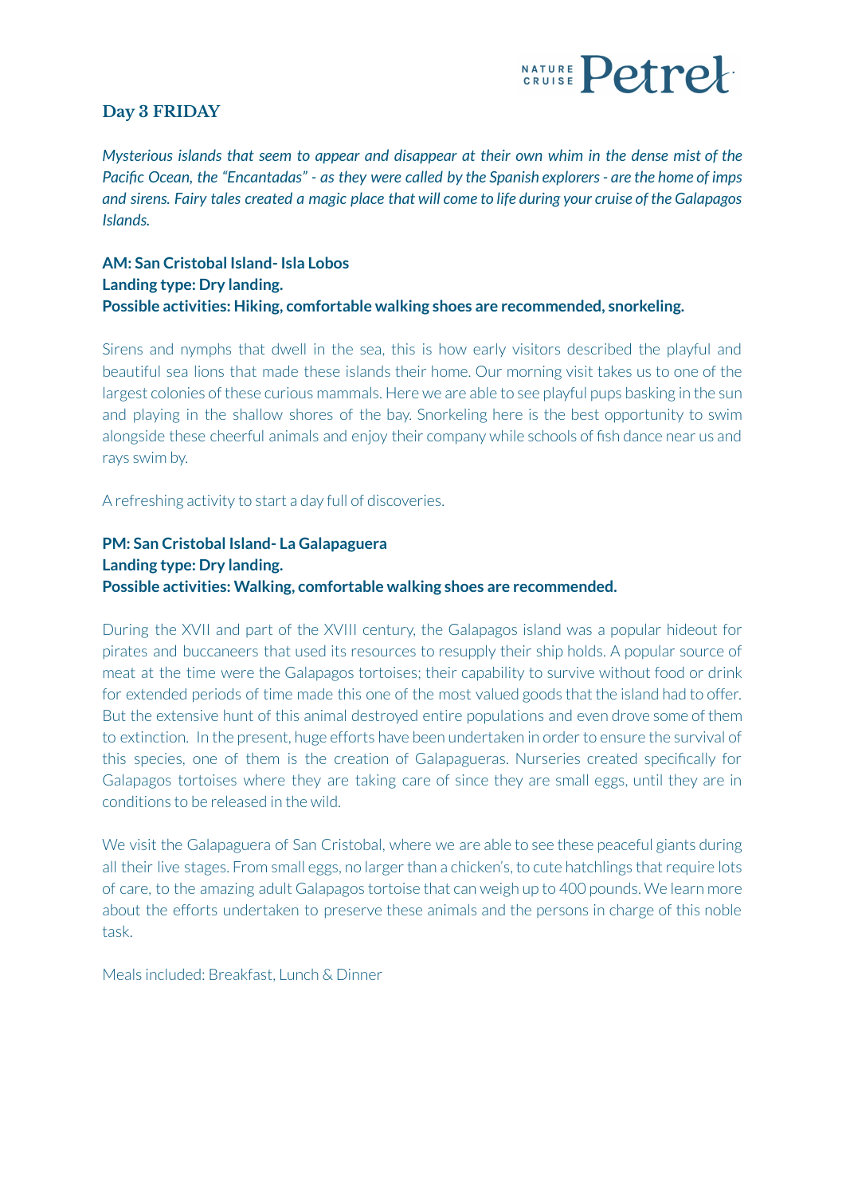## Day 3 FRIDAY

*Mysterious islands that seem to appear and disappear at their own whim in the dense mist of the Pacific Ocean, the "Encantadas" - as they were called by the Spanish explorers - are the home of imps and sirens. Fairy tales created a magic place that will come to life during your cruise of the Galapagos Islands.*

**AM: San Cristobal Island- Isla Lobos**
**Landing type: Dry landing.**
**Possible activities: Hiking, comfortable walking shoes are recommended, snorkeling.**

Sirens and nymphs that dwell in the sea, this is how early visitors described the playful and beautiful sea lions that made these islands their home. Our morning visit takes us to one of the largest colonies of these curious mammals. Here we are able to see playful pups basking in the sun and playing in the shallow shores of the bay. Snorkeling here is the best opportunity to swim alongside these cheerful animals and enjoy their company while schools of fish dance near us and rays swim by.

A refreshing activity to start a day full of discoveries.

**PM: San Cristobal Island- La Galapaguera**
**Landing type: Dry landing.**
**Possible activities: Walking, comfortable walking shoes are recommended.**

During the XVII and part of the XVIII century, the Galapagos island was a popular hideout for pirates and buccaneers that used its resources to resupply their ship holds. A popular source of meat at the time were the Galapagos tortoises; their capability to survive without food or drink for extended periods of time made this one of the most valued goods that the island had to offer. But the extensive hunt of this animal destroyed entire populations and even drove some of them to extinction. In the present, huge efforts have been undertaken in order to ensure the survival of this species, one of them is the creation of Galapagueras. Nurseries created specifically for Galapagos tortoises where they are taking care of since they are small eggs, until they are in conditions to be released in the wild.

We visit the Galapaguera of San Cristobal, where we are able to see these peaceful giants during all their live stages. From small eggs, no larger than a chicken's, to cute hatchlings that require lots of care, to the amazing adult Galapagos tortoise that can weigh up to 400 pounds. We learn more about the efforts undertaken to preserve these animals and the persons in charge of this noble task.

Meals included: Breakfast, Lunch & Dinner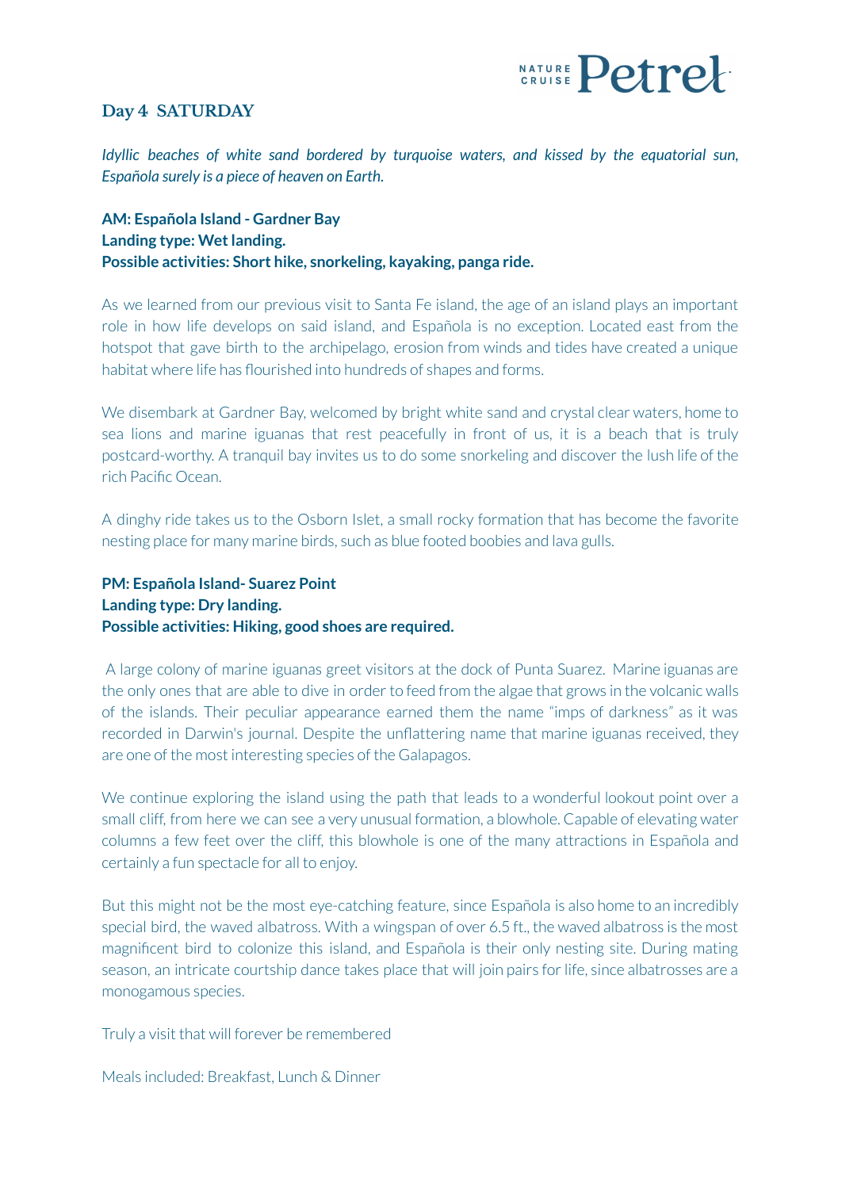## Day 4 SATURDAY

*Idyllic beaches of white sand bordered by turquoise waters, and kissed by the equatorial sun, Española surely is a piece of heaven on Earth.*

**AM: Española Island - Gardner Bay**
**Landing type: Wet landing.**
**Possible activities: Short hike, snorkeling, kayaking, panga ride.**

As we learned from our previous visit to Santa Fe island, the age of an island plays an important role in how life develops on said island, and Española is no exception. Located east from the hotspot that gave birth to the archipelago, erosion from winds and tides have created a unique habitat where life has flourished into hundreds of shapes and forms.

We disembark at Gardner Bay, welcomed by bright white sand and crystal clear waters, home to sea lions and marine iguanas that rest peacefully in front of us, it is a beach that is truly postcard-worthy. A tranquil bay invites us to do some snorkeling and discover the lush life of the rich Pacific Ocean.

A dinghy ride takes us to the Osborn Islet, a small rocky formation that has become the favorite nesting place for many marine birds, such as blue footed boobies and lava gulls.

**PM: Española Island- Suarez Point**
**Landing type: Dry landing.**
**Possible activities: Hiking, good shoes are required.**

A large colony of marine iguanas greet visitors at the dock of Punta Suarez. Marine iguanas are the only ones that are able to dive in order to feed from the algae that grows in the volcanic walls of the islands. Their peculiar appearance earned them the name "imps of darkness" as it was recorded in Darwin's journal. Despite the unflattering name that marine iguanas received, they are one of the most interesting species of the Galapagos.

We continue exploring the island using the path that leads to a wonderful lookout point over a small cliff, from here we can see a very unusual formation, a blowhole. Capable of elevating water columns a few feet over the cliff, this blowhole is one of the many attractions in Española and certainly a fun spectacle for all to enjoy.

But this might not be the most eye-catching feature, since Española is also home to an incredibly special bird, the waved albatross. With a wingspan of over 6.5 ft., the waved albatross is the most magnificent bird to colonize this island, and Española is their only nesting site. During mating season, an intricate courtship dance takes place that will join pairs for life, since albatrosses are a monogamous species.

Truly a visit that will forever be remembered

Meals included: Breakfast, Lunch & Dinner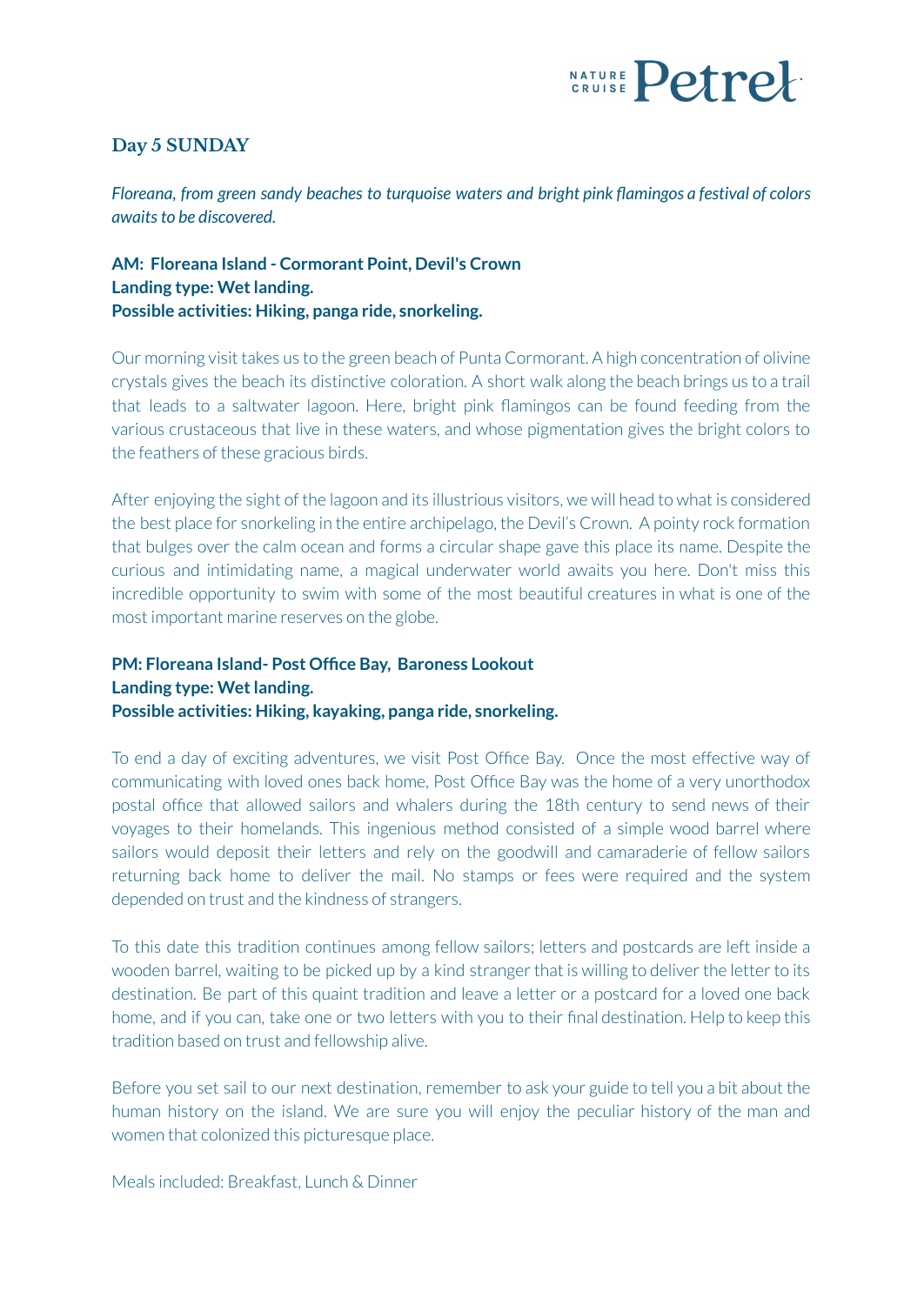## Day 5 SUNDAY

*Floreana, from green sandy beaches to turquoise waters and bright pink flamingos a festival of colors awaits to be discovered.*

**AM: Floreana Island - Cormorant Point, Devil's Crown**
**Landing type: Wet landing.**
**Possible activities: Hiking, panga ride, snorkeling.**

Our morning visit takes us to the green beach of Punta Cormorant. A high concentration of olivine crystals gives the beach its distinctive coloration. A short walk along the beach brings us to a trail that leads to a saltwater lagoon. Here, bright pink flamingos can be found feeding from the various crustaceous that live in these waters, and whose pigmentation gives the bright colors to the feathers of these gracious birds.

After enjoying the sight of the lagoon and its illustrious visitors, we will head to what is considered the best place for snorkeling in the entire archipelago, the Devil's Crown. A pointy rock formation that bulges over the calm ocean and forms a circular shape gave this place its name. Despite the curious and intimidating name, a magical underwater world awaits you here. Don't miss this incredible opportunity to swim with some of the most beautiful creatures in what is one of the most important marine reserves on the globe.

**PM: Floreana Island- Post Office Bay, Baroness Lookout**
**Landing type: Wet landing.**
**Possible activities: Hiking, kayaking, panga ride, snorkeling.**

To end a day of exciting adventures, we visit Post Office Bay. Once the most effective way of communicating with loved ones back home, Post Office Bay was the home of a very unorthodox postal office that allowed sailors and whalers during the 18th century to send news of their voyages to their homelands. This ingenious method consisted of a simple wood barrel where sailors would deposit their letters and rely on the goodwill and camaraderie of fellow sailors returning back home to deliver the mail. No stamps or fees were required and the system depended on trust and the kindness of strangers.

To this date this tradition continues among fellow sailors; letters and postcards are left inside a wooden barrel, waiting to be picked up by a kind stranger that is willing to deliver the letter to its destination. Be part of this quaint tradition and leave a letter or a postcard for a loved one back home, and if you can, take one or two letters with you to their final destination. Help to keep this tradition based on trust and fellowship alive.

Before you set sail to our next destination, remember to ask your guide to tell you a bit about the human history on the island. We are sure you will enjoy the peculiar history of the man and women that colonized this picturesque place.

Meals included: Breakfast, Lunch & Dinner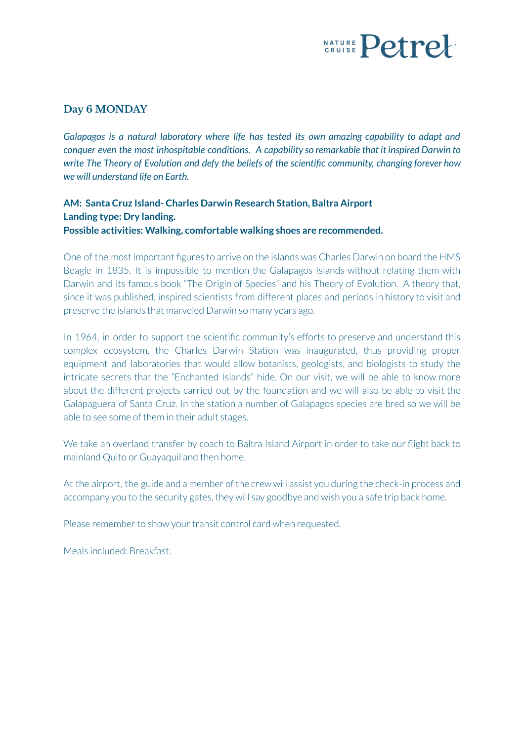## Day 6 MONDAY

*Galapagos is a natural laboratory where life has tested its own amazing capability to adapt and conquer even the most inhospitable conditions. A capability so remarkable that it inspired Darwin to write The Theory of Evolution and defy the beliefs of the scientific community, changing forever how we will understand life on Earth.*

**AM: Santa Cruz Island- Charles Darwin Research Station, Baltra Airport**
**Landing type: Dry landing.**
**Possible activities: Walking, comfortable walking shoes are recommended.**

One of the most important figures to arrive on the islands was Charles Darwin on board the HMS Beagle in 1835. It is impossible to mention the Galapagos Islands without relating them with Darwin and its famous book "The Origin of Species" and his Theory of Evolution. A theory that, since it was published, inspired scientists from different places and periods in history to visit and preserve the islands that marveled Darwin so many years ago.

In 1964, in order to support the scientific community's efforts to preserve and understand this complex ecosystem, the Charles Darwin Station was inaugurated, thus providing proper equipment and laboratories that would allow botanists, geologists, and biologists to study the intricate secrets that the "Enchanted Islands" hide. On our visit, we will be able to know more about the different projects carried out by the foundation and we will also be able to visit the Galapaguera of Santa Cruz. In the station a number of Galapagos species are bred so we will be able to see some of them in their adult stages.

We take an overland transfer by coach to Baltra Island Airport in order to take our flight back to mainland Quito or Guayaquil and then home.

At the airport, the guide and a member of the crew will assist you during the check-in process and accompany you to the security gates, they will say goodbye and wish you a safe trip back home.

Please remember to show your transit control card when requested.

Meals included: Breakfast.